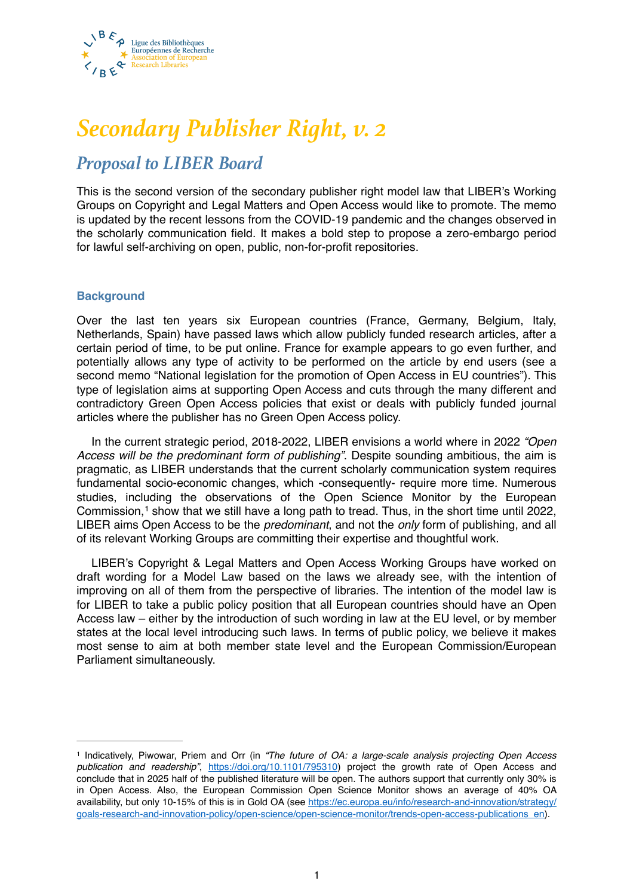Ligue des Bibliothèques Européennes de Recherche
Association of European Research Libraries

# *Secondary Publisher Right, v. 2*

## *Proposal to LIBER Board*

This is the second version of the secondary publisher right model law that LIBER's Working Groups on Copyright and Legal Matters and Open Access would like to promote. The memo is updated by the recent lessons from the COVID-19 pandemic and the changes observed in the scholarly communication field. It makes a bold step to propose a zero-embargo period for lawful self-archiving on open, public, non-for-profit repositories.

### Background

Over the last ten years six European countries (France, Germany, Belgium, Italy, Netherlands, Spain) have passed laws which allow publicly funded research articles, after a certain period of time, to be put online. France for example appears to go even further, and potentially allows any type of activity to be performed on the article by end users (see a second memo "National legislation for the promotion of Open Access in EU countries"). This type of legislation aims at supporting Open Access and cuts through the many different and contradictory Green Open Access policies that exist or deals with publicly funded journal articles where the publisher has no Green Open Access policy.

In the current strategic period, 2018-2022, LIBER envisions a world where in 2022 *"Open Access will be the predominant form of publishing"*. Despite sounding ambitious, the aim is pragmatic, as LIBER understands that the current scholarly communication system requires fundamental socio-economic changes, which -consequently- require more time. Numerous studies, including the observations of the Open Science Monitor by the European Commission,[1] show that we still have a long path to tread. Thus, in the short time until 2022, LIBER aims Open Access to be the *predominant*, and not the *only* form of publishing, and all of its relevant Working Groups are committing their expertise and thoughtful work.

LIBER's Copyright & Legal Matters and Open Access Working Groups have worked on draft wording for a Model Law based on the laws we already see, with the intention of improving on all of them from the perspective of libraries. The intention of the model law is for LIBER to take a public policy position that all European countries should have an Open Access law – either by the introduction of such wording in law at the EU level, or by member states at the local level introducing such laws. In terms of public policy, we believe it makes most sense to aim at both member state level and the European Commission/European Parliament simultaneously.

---

[1] Indicatively, Piwowar, Priem and Orr (in *"The future of OA: a large-scale analysis projecting Open Access publication and readership"*, https://doi.org/10.1101/795310) project the growth rate of Open Access and conclude that in 2025 half of the published literature will be open. The authors support that currently only 30% is in Open Access. Also, the European Commission Open Science Monitor shows an average of 40% OA availability, but only 10-15% of this is in Gold OA (see https://ec.europa.eu/info/research-and-innovation/strategy/goals-research-and-innovation-policy/open-science/open-science-monitor/trends-open-access-publications_en).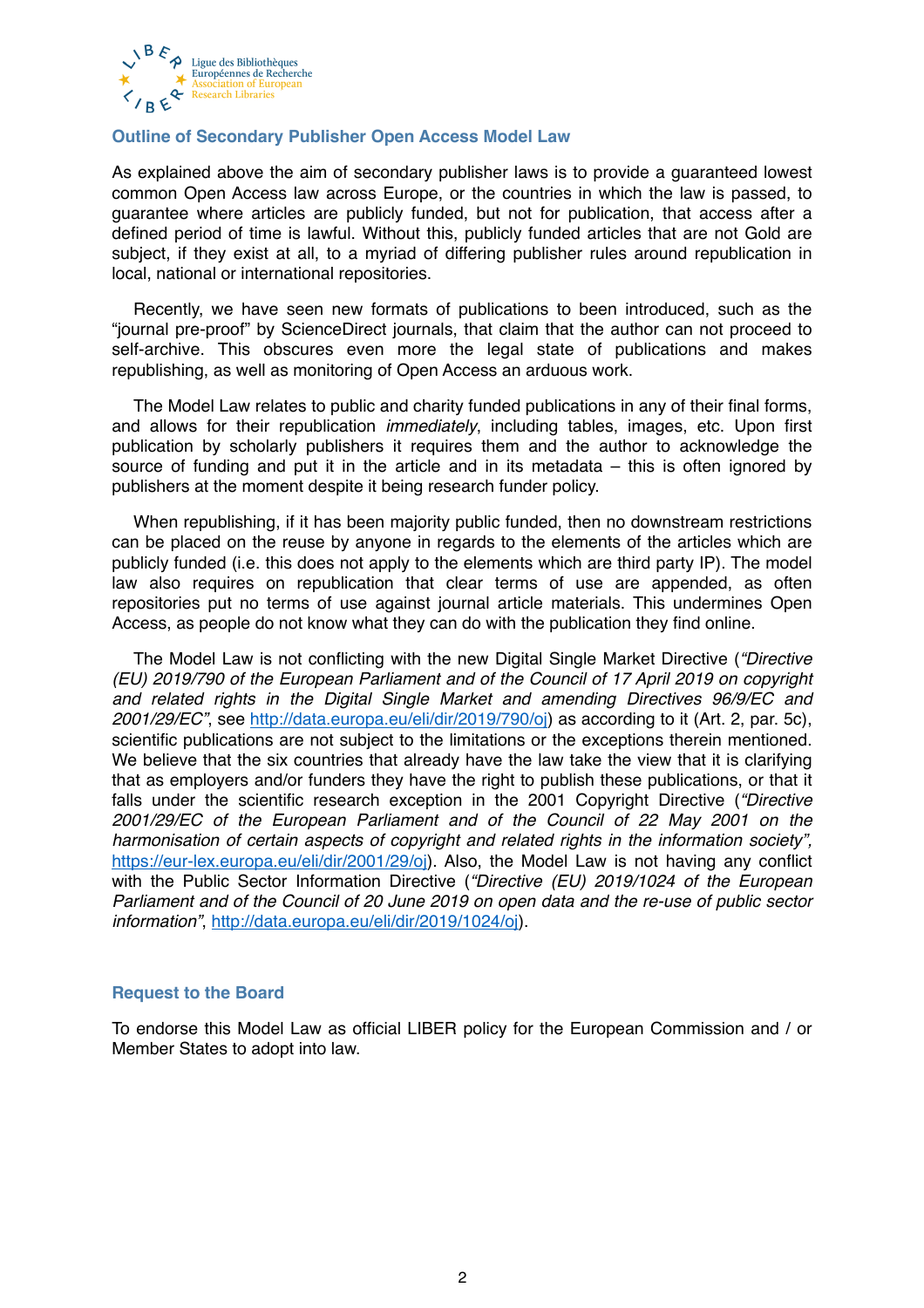## Outline of Secondary Publisher Open Access Model Law

As explained above the aim of secondary publisher laws is to provide a guaranteed lowest common Open Access law across Europe, or the countries in which the law is passed, to guarantee where articles are publicly funded, but not for publication, that access after a defined period of time is lawful. Without this, publicly funded articles that are not Gold are subject, if they exist at all, to a myriad of differing publisher rules around republication in local, national or international repositories.

Recently, we have seen new formats of publications to been introduced, such as the "journal pre-proof" by ScienceDirect journals, that claim that the author can not proceed to self-archive. This obscures even more the legal state of publications and makes republishing, as well as monitoring of Open Access an arduous work.

The Model Law relates to public and charity funded publications in any of their final forms, and allows for their republication *immediately*, including tables, images, etc. Upon first publication by scholarly publishers it requires them and the author to acknowledge the source of funding and put it in the article and in its metadata – this is often ignored by publishers at the moment despite it being research funder policy.

When republishing, if it has been majority public funded, then no downstream restrictions can be placed on the reuse by anyone in regards to the elements of the articles which are publicly funded (i.e. this does not apply to the elements which are third party IP). The model law also requires on republication that clear terms of use are appended, as often repositories put no terms of use against journal article materials. This undermines Open Access, as people do not know what they can do with the publication they find online.

The Model Law is not conflicting with the new Digital Single Market Directive (*"Directive (EU) 2019/790 of the European Parliament and of the Council of 17 April 2019 on copyright and related rights in the Digital Single Market and amending Directives 96/9/EC and 2001/29/EC"*, see http://data.europa.eu/eli/dir/2019/790/oj) as according to it (Art. 2, par. 5c), scientific publications are not subject to the limitations or the exceptions therein mentioned. We believe that the six countries that already have the law take the view that it is clarifying that as employers and/or funders they have the right to publish these publications, or that it falls under the scientific research exception in the 2001 Copyright Directive (*"Directive 2001/29/EC of the European Parliament and of the Council of 22 May 2001 on the harmonisation of certain aspects of copyright and related rights in the information society"*, https://eur-lex.europa.eu/eli/dir/2001/29/oj). Also, the Model Law is not having any conflict with the Public Sector Information Directive (*"Directive (EU) 2019/1024 of the European Parliament and of the Council of 20 June 2019 on open data and the re-use of public sector information"*, http://data.europa.eu/eli/dir/2019/1024/oj).

## Request to the Board

To endorse this Model Law as official LIBER policy for the European Commission and / or Member States to adopt into law.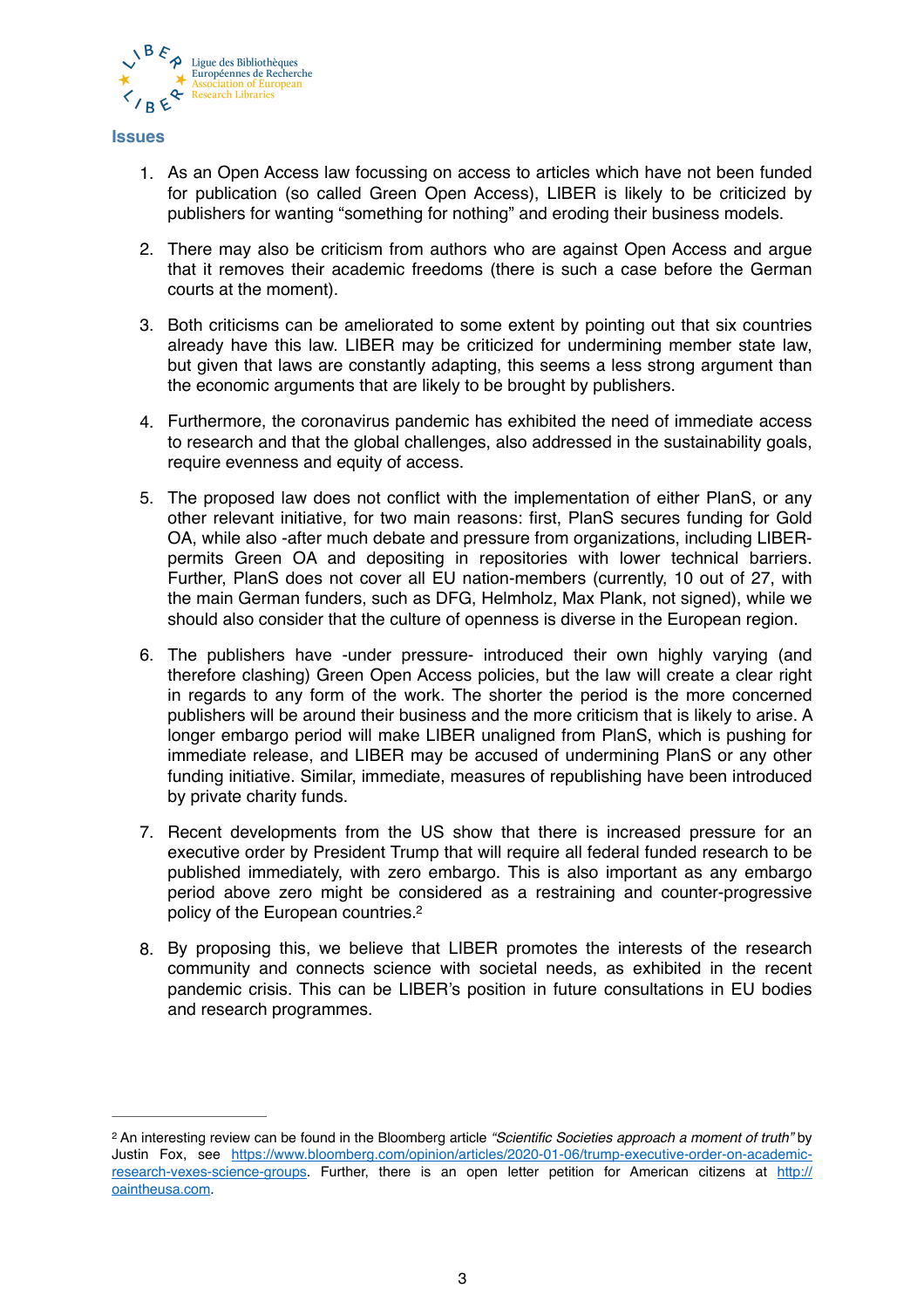## Issues

1. As an Open Access law focussing on access to articles which have not been funded for publication (so called Green Open Access), LIBER is likely to be criticized by publishers for wanting "something for nothing" and eroding their business models.

2. There may also be criticism from authors who are against Open Access and argue that it removes their academic freedoms (there is such a case before the German courts at the moment).

3. Both criticisms can be ameliorated to some extent by pointing out that six countries already have this law. LIBER may be criticized for undermining member state law, but given that laws are constantly adapting, this seems a less strong argument than the economic arguments that are likely to be brought by publishers.

4. Furthermore, the coronavirus pandemic has exhibited the need of immediate access to research and that the global challenges, also addressed in the sustainability goals, require evenness and equity of access.

5. The proposed law does not conflict with the implementation of either PlanS, or any other relevant initiative, for two main reasons: first, PlanS secures funding for Gold OA, while also -after much debate and pressure from organizations, including LIBER- permits Green OA and depositing in repositories with lower technical barriers. Further, PlanS does not cover all EU nation-members (currently, 10 out of 27, with the main German funders, such as DFG, Helmholz, Max Plank, not signed), while we should also consider that the culture of openness is diverse in the European region.

6. The publishers have -under pressure- introduced their own highly varying (and therefore clashing) Green Open Access policies, but the law will create a clear right in regards to any form of the work. The shorter the period is the more concerned publishers will be around their business and the more criticism that is likely to arise. A longer embargo period will make LIBER unaligned from PlanS, which is pushing for immediate release, and LIBER may be accused of undermining PlanS or any other funding initiative. Similar, immediate, measures of republishing have been introduced by private charity funds.

7. Recent developments from the US show that there is increased pressure for an executive order by President Trump that will require all federal funded research to be published immediately, with zero embargo. This is also important as any embargo period above zero might be considered as a restraining and counter-progressive policy of the European countries.[2]

8. By proposing this, we believe that LIBER promotes the interests of the research community and connects science with societal needs, as exhibited in the recent pandemic crisis. This can be LIBER's position in future consultations in EU bodies and research programmes.

---

[2] An interesting review can be found in the Bloomberg article *"Scientific Societies approach a moment of truth"* by Justin Fox, see https://www.bloomberg.com/opinion/articles/2020-01-06/trump-executive-order-on-academic-research-vexes-science-groups. Further, there is an open letter petition for American citizens at http://oaintheusa.com.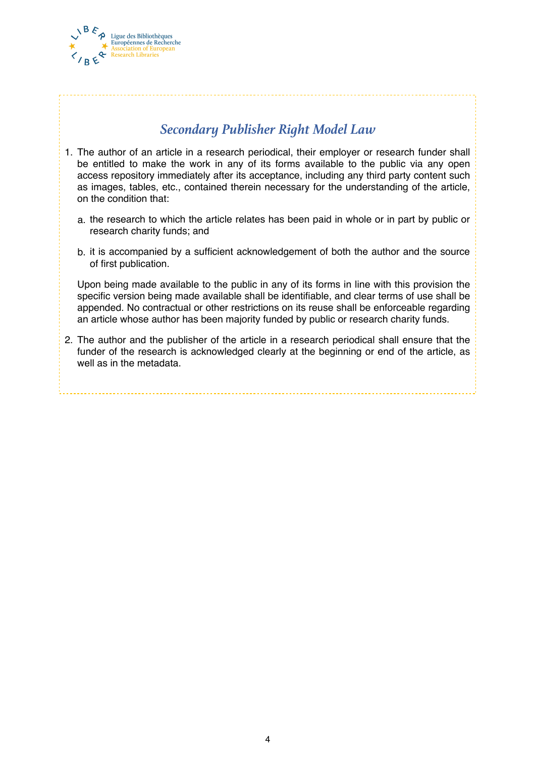## *Secondary Publisher Right Model Law*

1. The author of an article in a research periodical, their employer or research funder shall be entitled to make the work in any of its forms available to the public via any open access repository immediately after its acceptance, including any third party content such as images, tables, etc., contained therein necessary for the understanding of the article, on the condition that:

   a. the research to which the article relates has been paid in whole or in part by public or research charity funds; and

   b. it is accompanied by a sufficient acknowledgement of both the author and the source of first publication.

   Upon being made available to the public in any of its forms in line with this provision the specific version being made available shall be identifiable, and clear terms of use shall be appended. No contractual or other restrictions on its reuse shall be enforceable regarding an article whose author has been majority funded by public or research charity funds.

2. The author and the publisher of the article in a research periodical shall ensure that the funder of the research is acknowledged clearly at the beginning or end of the article, as well as in the metadata.